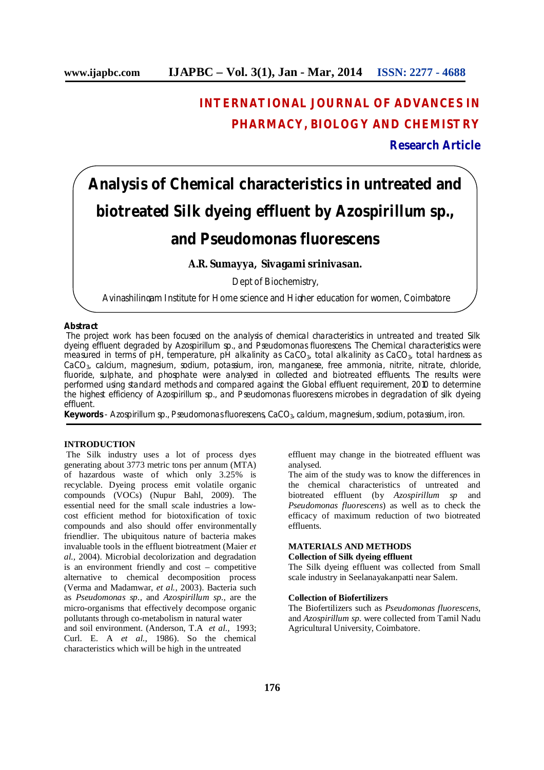# INTERNATIONAL JOURNAL OF ADVANCES IN PHARMACY, BIOLOGY AND CHEMISTRY

**Research Article**

# Analysis of Chemical characteristics in untreated and biotreated Silk dyeing effluent by Azospirillum sp., and Pseudomonas fluorescens

**A.R. Sumayya, Sivagami srinivasan.**

Dept of Biochemistry,

Avinashilingam Institute for Home science and Higher education for women, Coimbatore

**Abstract**

The project work has been focused on the analysis of chemical characteristics in untreated and treated Silk dyeing effluent degraded by Azospirillum sp., and Pseudomonas fluorescens. The Chemical characteristics were measured in terms of pH, temperature, pH alkalinity as $CaCO_3$, total alkalinity as $CaCO_3$, total hardness as $CaCO_3$, calcium, magnesium, sodium, potassium, iron, manganese, free ammonia, nitrite, nitrate, chloride, fluoride, sulphate, and phosphate were analysed in collected and biotreated effluents. The results were performed using standard methods and compared against the Global effluent requirement, 2010 to determine the highest efficiency of Azospirillum sp., and Pseudomonas fluorescens microbes in degradation of silk dyeing effluent.

**Keywords** - Azospirillum sp., Pseudomonas fluorescens, $CaCO_3$, calcium, magnesium, sodium, potassium, iron.

## INTRODUCTION

The Silk industry uses a lot of process dyes generating about 3773 metric tons per annum (MTA) of hazardous waste of which only 3.25% is recyclable. Dyeing process emit volatile organic compounds (VOCs) (Nupur Bahl, 2009). The essential need for the small scale industries a low-cost efficient method for biotoxification of toxic compounds and also should offer environmentally friendlier. The ubiquitous nature of bacteria makes invaluable tools in the effluent biotreatment (Maier *et al.,* 2004). Microbial decolorization and degradation is an environment friendly and cost – competitive alternative to chemical decomposition process (Verma and Madamwar, *et al.,* 2003). Bacteria such as *Pseudomonas sp.,* and *Azospirillum sp.,* are the micro-organisms that effectively decompose organic pollutants through co-metabolism in natural water and soil environment. (Anderson, T.A *et al.,* 1993; Curl. E. A *et al.,* 1986). So the chemical characteristics which will be high in the untreated effluent may change in the biotreated effluent was analysed.

The aim of the study was to know the differences in the chemical characteristics of untreated and biotreated effluent (by *Azospirillum sp* and *Pseudomonas fluorescens*) as well as to check the efficacy of maximum reduction of two biotreated effluents.

## MATERIALS AND METHODS

### Collection of Silk dyeing effluent

The Silk dyeing effluent was collected from Small scale industry in Seelanayakanpatti near Salem.

### Collection of Biofertilizers

The Biofertilizers such as *Pseudomonas fluorescens,* and *Azospirillum sp.* were collected from Tamil Nadu Agricultural University, Coimbatore.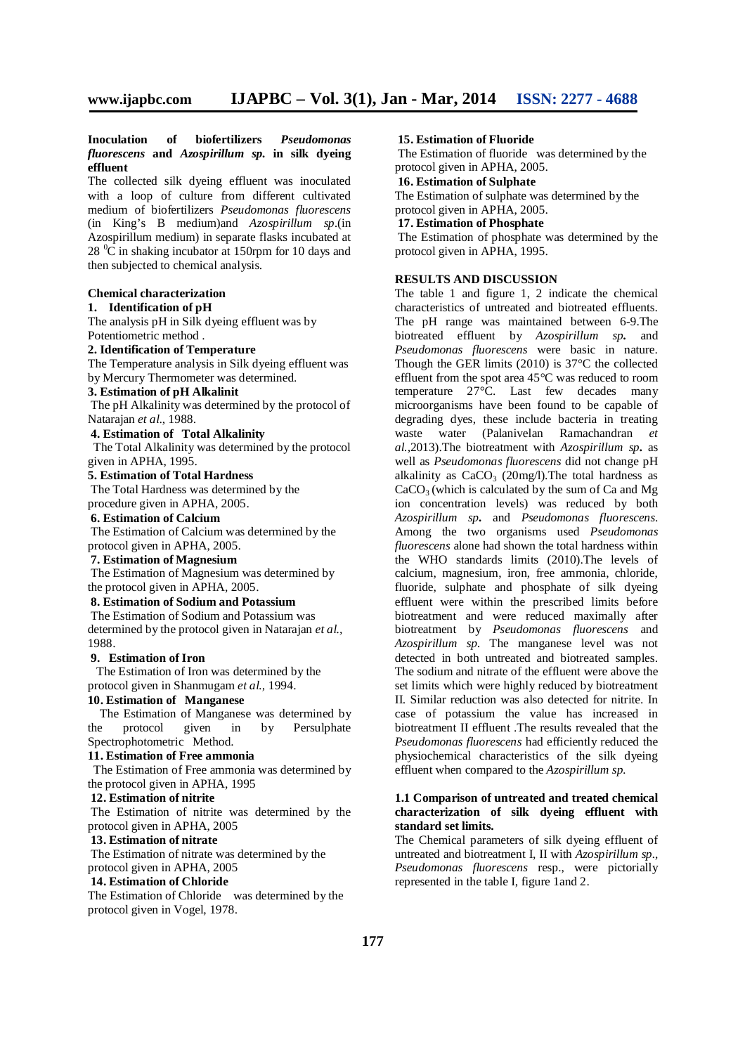**Inoculation of biofertilizers *Pseudomonas fluorescens* and *Azospirillum sp.* in silk dyeing effluent**

The collected silk dyeing effluent was inoculated with a loop of culture from different cultivated medium of biofertilizers *Pseudomonas fluorescens* (in King's B medium)and *Azospirillum sp*.(in Azospirillum medium) in separate flasks incubated at 28 $^0$C in shaking incubator at 150rpm for 10 days and then subjected to chemical analysis.

**Chemical characterization**

**1. Identification of pH**

The analysis pH in Silk dyeing effluent was by Potentiometric method .

**2. Identification of Temperature**

The Temperature analysis in Silk dyeing effluent was by Mercury Thermometer was determined.

**3. Estimation of pH Alkalinit**

The pH Alkalinity was determined by the protocol of Natarajan *et al*., 1988.

**4. Estimation of Total Alkalinity**

The Total Alkalinity was determined by the protocol given in APHA, 1995.

**5. Estimation of Total Hardness**

The Total Hardness was determined by the procedure given in APHA, 2005.

**6. Estimation of Calcium**

The Estimation of Calcium was determined by the protocol given in APHA, 2005.

**7. Estimation of Magnesium**

The Estimation of Magnesium was determined by the protocol given in APHA, 2005.

**8. Estimation of Sodium and Potassium**

The Estimation of Sodium and Potassium was determined by the protocol given in Natarajan *et al.*, 1988.

**9. Estimation of Iron**

The Estimation of Iron was determined by the protocol given in Shanmugam *et al.,* 1994.

**10. Estimation of Manganese**

The Estimation of Manganese was determined by the protocol given in by Persulphate Spectrophotometric Method.

**11. Estimation of Free ammonia**

The Estimation of Free ammonia was determined by the protocol given in APHA, 1995

**12. Estimation of nitrite**

The Estimation of nitrite was determined by the protocol given in APHA, 2005

**13. Estimation of nitrate**

The Estimation of nitrate was determined by the protocol given in APHA, 2005

**14. Estimation of Chloride**

The Estimation of Chloride was determined by the protocol given in Vogel, 1978.

**15. Estimation of Fluoride**

The Estimation of fluoride was determined by the protocol given in APHA, 2005.

**16. Estimation of Sulphate**

The Estimation of sulphate was determined by the protocol given in APHA, 2005.

**17. Estimation of Phosphate**

The Estimation of phosphate was determined by the protocol given in APHA, 1995.

## RESULTS AND DISCUSSION

The table 1 and figure 1, 2 indicate the chemical characteristics of untreated and biotreated effluents. The pH range was maintained between 6-9.The biotreated effluent by *Azospirillum sp***.** and *Pseudomonas fluorescens* were basic in nature. Though the GER limits (2010) is 37°C the collected effluent from the spot area 45°C was reduced to room temperature 27°C. Last few decades many microorganisms have been found to be capable of degrading dyes, these include bacteria in treating waste water (Palanivelan Ramachandran *et al.*,2013).The biotreatment with *Azospirillum sp***.** as well as *Pseudomonas fluorescens* did not change pH alkalinity as $CaCO_3$ (20mg/l).The total hardness as $CaCO_3$ (which is calculated by the sum of Ca and Mg ion concentration levels) was reduced by both *Azospirillum sp***.** and *Pseudomonas fluorescens*. Among the two organisms used *Pseudomonas fluorescens* alone had shown the total hardness within the WHO standards limits (2010).The levels of calcium, magnesium, iron, free ammonia, chloride, fluoride, sulphate and phosphate of silk dyeing effluent were within the prescribed limits before biotreatment and were reduced maximally after biotreatment by *Pseudomonas fluorescens* and *Azospirillum sp*. The manganese level was not detected in both untreated and biotreated samples. The sodium and nitrate of the effluent were above the set limits which were highly reduced by biotreatment II. Similar reduction was also detected for nitrite. In case of potassium the value has increased in biotreatment II effluent .The results revealed that the *Pseudomonas fluorescens* had efficiently reduced the physiochemical characteristics of the silk dyeing effluent when compared to the *Azospirillum sp.*

**1.1 Comparison of untreated and treated chemical characterization of silk dyeing effluent with standard set limits.**

The Chemical parameters of silk dyeing effluent of untreated and biotreatment I, II with *Azospirillum sp*., *Pseudomonas fluorescens* resp., were pictorially represented in the table I, figure 1and 2.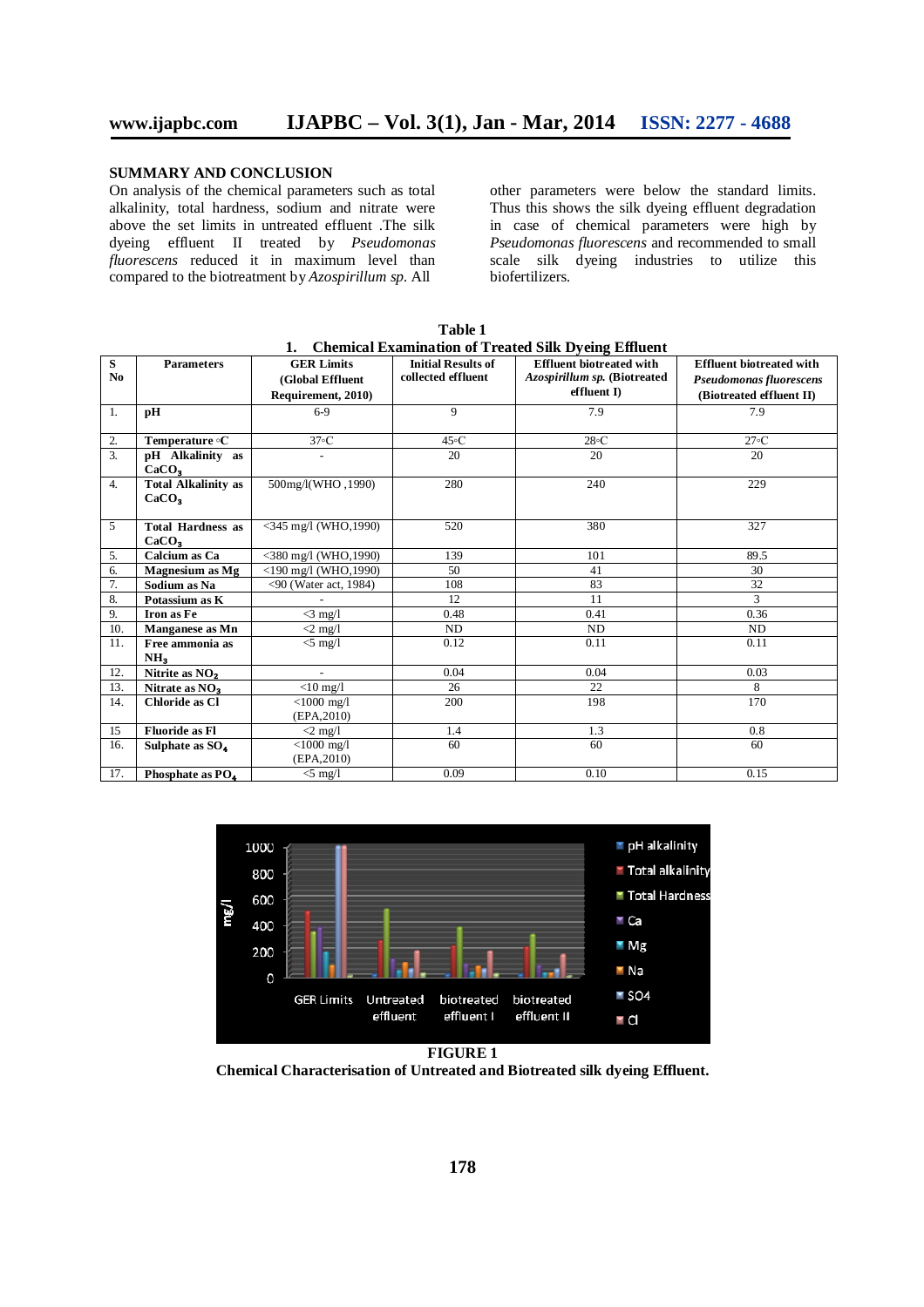## SUMMARY AND CONCLUSION

On analysis of the chemical parameters such as total alkalinity, total hardness, sodium and nitrate were above the set limits in untreated effluent .The silk dyeing effluent II treated by *Pseudomonas fluorescens* reduced it in maximum level than compared to the biotreatment by *Azospirillum sp.* All other parameters were below the standard limits. Thus this shows the silk dyeing effluent degradation in case of chemical parameters were high by *Pseudomonas fluorescens* and recommended to small scale silk dyeing industries to utilize this biofertilizers.

**Table 1**

**1. Chemical Examination of Treated Silk Dyeing Effluent**

| S No | Parameters | GER Limits (Global Effluent Requirement, 2010) | Initial Results of collected effluent | Effluent biotreated with *Azospirillum sp.* (Biotreated effluent I) | Effluent biotreated with *Pseudomonas fluorescens* (Biotreated effluent II) |
|---|---|---|---|---|---|
| 1. | pH | 6-9 | 9 | 7.9 | 7.9 |
| 2. | Temperature ◦C | 37◦C | 45◦C | 28◦C | 27◦C |
| 3. | pH Alkalinity as $CaCO_3$ | - | 20 | 20 | 20 |
| 4. | Total Alkalinity as $CaCO_3$ | 500mg/l(WHO ,1990) | 280 | 240 | 229 |
| 5 | Total Hardness as $CaCO_3$ | <345 mg/l (WHO,1990) | 520 | 380 | 327 |
| 5. | Calcium as Ca | <380 mg/l (WHO,1990) | 139 | 101 | 89.5 |
| 6. | Magnesium as Mg | <190 mg/l (WHO,1990) | 50 | 41 | 30 |
| 7. | Sodium as Na | <90 (Water act, 1984) | 108 | 83 | 32 |
| 8. | Potassium as K | - | 12 | 11 | 3 |
| 9. | Iron as Fe | <3 mg/l | 0.48 | 0.41 | 0.36 |
| 10. | Manganese as Mn | <2 mg/l | ND | ND | ND |
| 11. | Free ammonia as $NH_3$ | <5 mg/l | 0.12 | 0.11 | 0.11 |
| 12. | Nitrite as $NO_2$ | - | 0.04 | 0.04 | 0.03 |
| 13. | Nitrate as $NO_3$ | <10 mg/l | 26 | 22 | 8 |
| 14. | Chloride as Cl | <1000 mg/l (EPA,2010) | 200 | 198 | 170 |
| 15 | Fluoride as Fl | <2 mg/l | 1.4 | 1.3 | 0.8 |
| 16. | Sulphate as $SO_4$ | <1000 mg/l (EPA,2010) | 60 | 60 | 60 |
| 17. | Phosphate as $PO_4$ | <5 mg/l | 0.09 | 0.10 | 0.15 |

**FIGURE 1**

**Chemical Characterisation of Untreated and Biotreated silk dyeing Effluent.**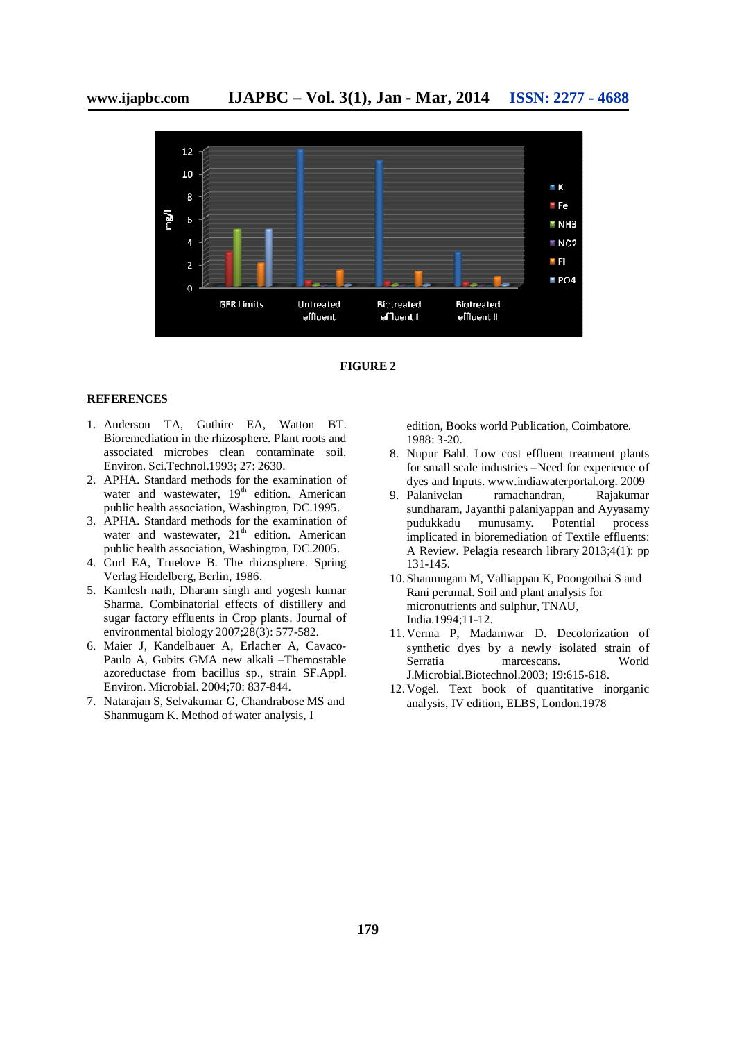12
10
8
6
4
2
0

mg/l

GER Limits
Untreated effluent
Biotreated effluent I
Biotreated effluent II

K
Fe
NH3
NO2
Fl
PO4

**FIGURE 2**

## REFERENCES

1. Anderson TA, Guthire EA, Watton BT. Bioremediation in the rhizosphere. Plant roots and associated microbes clean contaminate soil. Environ. Sci.Technol.1993; 27: 2630.
2. APHA. Standard methods for the examination of water and wastewater, 19th edition. American public health association, Washington, DC.1995.
3. APHA. Standard methods for the examination of water and wastewater, 21th edition. American public health association, Washington, DC.2005.
4. Curl EA, Truelove B. The rhizosphere. Spring Verlag Heidelberg, Berlin, 1986.
5. Kamlesh nath, Dharam singh and yogesh kumar Sharma. Combinatorial effects of distillery and sugar factory effluents in Crop plants. Journal of environmental biology 2007;28(3): 577-582.
6. Maier J, Kandelbauer A, Erlacher A, Cavaco-Paulo A, Gubits GMA new alkali –Themostable azoreductase from bacillus sp., strain SF.Appl. Environ. Microbial. 2004;70: 837-844.
7. Natarajan S, Selvakumar G, Chandrabose MS and Shanmugam K. Method of water analysis, I edition, Books world Publication, Coimbatore. 1988: 3-20.
8. Nupur Bahl. Low cost effluent treatment plants for small scale industries –Need for experience of dyes and Inputs. www.indiawaterportal.org. 2009
9. Palanivelan ramachandran, Rajakumar sundharam, Jayanthi palaniyappan and Ayyasamy pudukkadu munusamy. Potential process implicated in bioremediation of Textile effluents: A Review. Pelagia research library 2013;4(1): pp 131-145.
10. Shanmugam M, Valliappan K, Poongothai S and Rani perumal. Soil and plant analysis for micronutrients and sulphur, TNAU, India.1994;11-12.
11. Verma P, Madamwar D. Decolorization of synthetic dyes by a newly isolated strain of Serratia marcescans. World J.Microbial.Biotechnol.2003; 19:615-618.
12. Vogel. Text book of quantitative inorganic analysis, IV edition, ELBS, London.1978